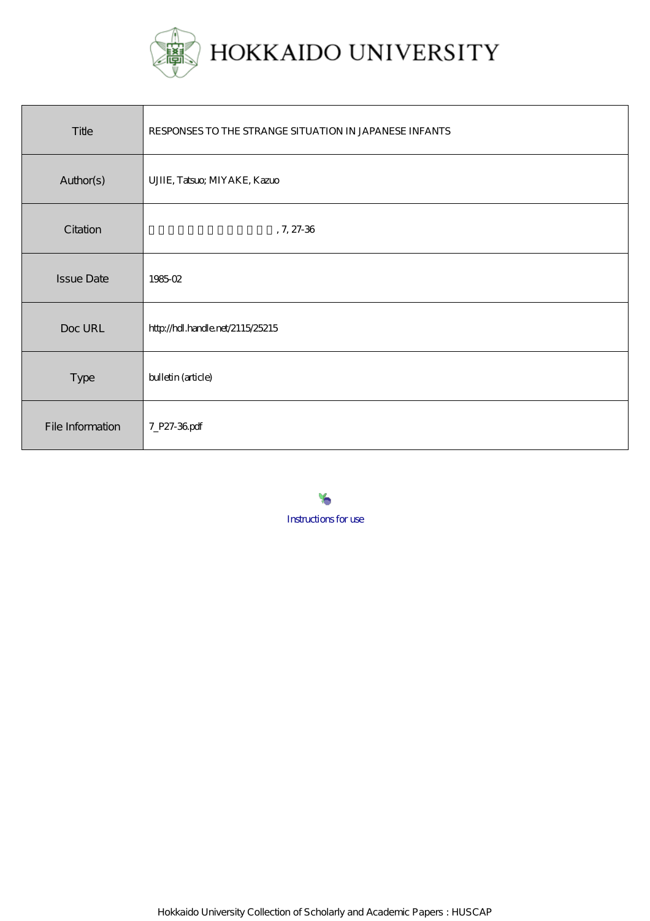HOKKAIDO UNIVERSITY

| Title | RESPONSES TO THE STRANGE SITUATION IN JAPANESE INFANTS |
| --- | --- |
| Author(s) | UJIIE, Tatsuo; MIYAKE, Kazuo |
| Citation | 　　　　　　　　　　　　　, 7, 27-36 |
| Issue Date | 1985-02 |
| Doc URL | http://hdl.handle.net/2115/25215 |
| Type | bulletin (article) |
| File Information | 7_P27-36.pdf |

Instructions for use

Hokkaido University Collection of Scholarly and Academic Papers : HUSCAP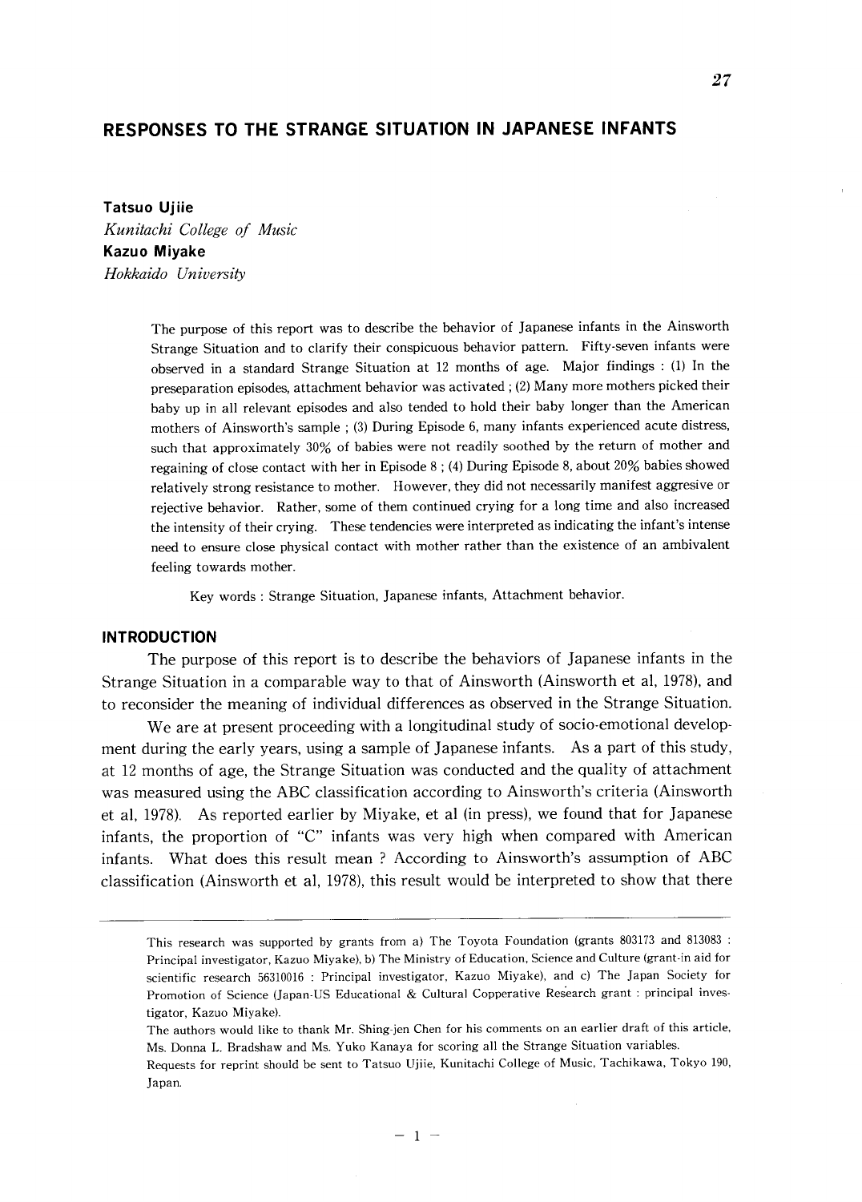# RESPONSES TO THE STRANGE SITUATION IN JAPANESE INFANTS

**Tatsuo Ujiie**
*Kunitachi College of Music*
**Kazuo Miyake**
*Hokkaido University*

> The purpose of this report was to describe the behavior of Japanese infants in the Ainsworth Strange Situation and to clarify their conspicuous behavior pattern. Fifty-seven infants were observed in a standard Strange Situation at 12 months of age. Major findings : (1) In the preseparation episodes, attachment behavior was activated ; (2) Many more mothers picked their baby up in all relevant episodes and also tended to hold their baby longer than the American mothers of Ainsworth's sample ; (3) During Episode 6, many infants experienced acute distress, such that approximately 30% of babies were not readily soothed by the return of mother and regaining of close contact with her in Episode 8 ; (4) During Episode 8, about 20% babies showed relatively strong resistance to mother. However, they did not necessarily manifest aggresive or rejective behavior. Rather, some of them continued crying for a long time and also increased the intensity of their crying. These tendencies were interpreted as indicating the infant's intense need to ensure close physical contact with mother rather than the existence of an ambivalent feeling towards mother.
>
> Key words : Strange Situation, Japanese infants, Attachment behavior.

## INTRODUCTION

The purpose of this report is to describe the behaviors of Japanese infants in the Strange Situation in a comparable way to that of Ainsworth (Ainsworth et al, 1978), and to reconsider the meaning of individual differences as observed in the Strange Situation.

We are at present proceeding with a longitudinal study of socio-emotional development during the early years, using a sample of Japanese infants. As a part of this study, at 12 months of age, the Strange Situation was conducted and the quality of attachment was measured using the ABC classification according to Ainsworth's criteria (Ainsworth et al, 1978). As reported earlier by Miyake, et al (in press), we found that for Japanese infants, the proportion of "C" infants was very high when compared with American infants. What does this result mean ? According to Ainsworth's assumption of ABC classification (Ainsworth et al, 1978), this result would be interpreted to show that there

---

This research was supported by grants from a) The Toyota Foundation (grants 803173 and 813083 : Principal investigator, Kazuo Miyake), b) The Ministry of Education, Science and Culture (grant-in aid for scientific research 56310016 : Principal investigator, Kazuo Miyake), and c) The Japan Society for Promotion of Science (Japan-US Educational & Cultural Copperative Research grant : principal investigator, Kazuo Miyake).

The authors would like to thank Mr. Shing-jen Chen for his comments on an earlier draft of this article, Ms. Donna L. Bradshaw and Ms. Yuko Kanaya for scoring all the Strange Situation variables.

Requests for reprint should be sent to Tatsuo Ujiie, Kunitachi College of Music, Tachikawa, Tokyo 190, Japan.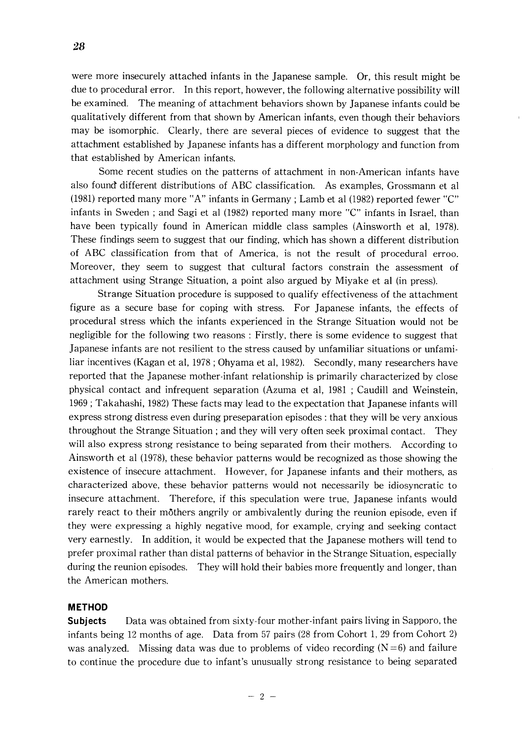were more insecurely attached infants in the Japanese sample. Or, this result might be due to procedural error. In this report, however, the following alternative possibility will be examined. The meaning of attachment behaviors shown by Japanese infants could be qualitatively different from that shown by American infants, even though their behaviors may be isomorphic. Clearly, there are several pieces of evidence to suggest that the attachment established by Japanese infants has a different morphology and function from that established by American infants.

Some recent studies on the patterns of attachment in non-American infants have also found different distributions of ABC classification. As examples, Grossmann et al (1981) reported many more "A" infants in Germany ; Lamb et al (1982) reported fewer "C" infants in Sweden ; and Sagi et al (1982) reported many more "C" infants in Israel, than have been typically found in American middle class samples (Ainsworth et al, 1978). These findings seem to suggest that our finding, which has shown a different distribution of ABC classification from that of America, is not the result of procedural erroo. Moreover, they seem to suggest that cultural factors constrain the assessment of attachment using Strange Situation, a point also argued by Miyake et al (in press).

Strange Situation procedure is supposed to qualify effectiveness of the attachment figure as a secure base for coping with stress. For Japanese infants, the effects of procedural stress which the infants experienced in the Strange Situation would not be negligible for the following two reasons : Firstly, there is some evidence to suggest that Japanese infants are not resilient to the stress caused by unfamiliar situations or unfamiliar incentives (Kagan et al, 1978 ; Ohyama et al, 1982). Secondly, many researchers have reported that the Japanese mother-infant relationship is primarily characterized by close physical contact and infrequent separation (Azuma et al, 1981 ; Caudill and Weinstein, 1969 ; Takahashi, 1982) These facts may lead to the expectation that Japanese infants will express strong distress even during preseparation episodes : that they will be very anxious throughout the Strange Situation ; and they will very often seek proximal contact. They will also express strong resistance to being separated from their mothers. According to Ainsworth et al (1978), these behavior patterns would be recognized as those showing the existence of insecure attachment. However, for Japanese infants and their mothers, as characterized above, these behavior patterns would not necessarily be idiosyncratic to insecure attachment. Therefore, if this speculation were true, Japanese infants would rarely react to their mothers angrily or ambivalently during the reunion episode, even if they were expressing a highly negative mood, for example, crying and seeking contact very earnestly. In addition, it would be expected that the Japanese mothers will tend to prefer proximal rather than distal patterns of behavior in the Strange Situation, especially during the reunion episodes. They will hold their babies more frequently and longer, than the American mothers.

## METHOD

**Subjects** Data was obtained from sixty-four mother-infant pairs living in Sapporo, the infants being 12 months of age. Data from 57 pairs (28 from Cohort 1, 29 from Cohort 2) was analyzed. Missing data was due to problems of video recording ($N=6$) and failure to continue the procedure due to infant's unusually strong resistance to being separated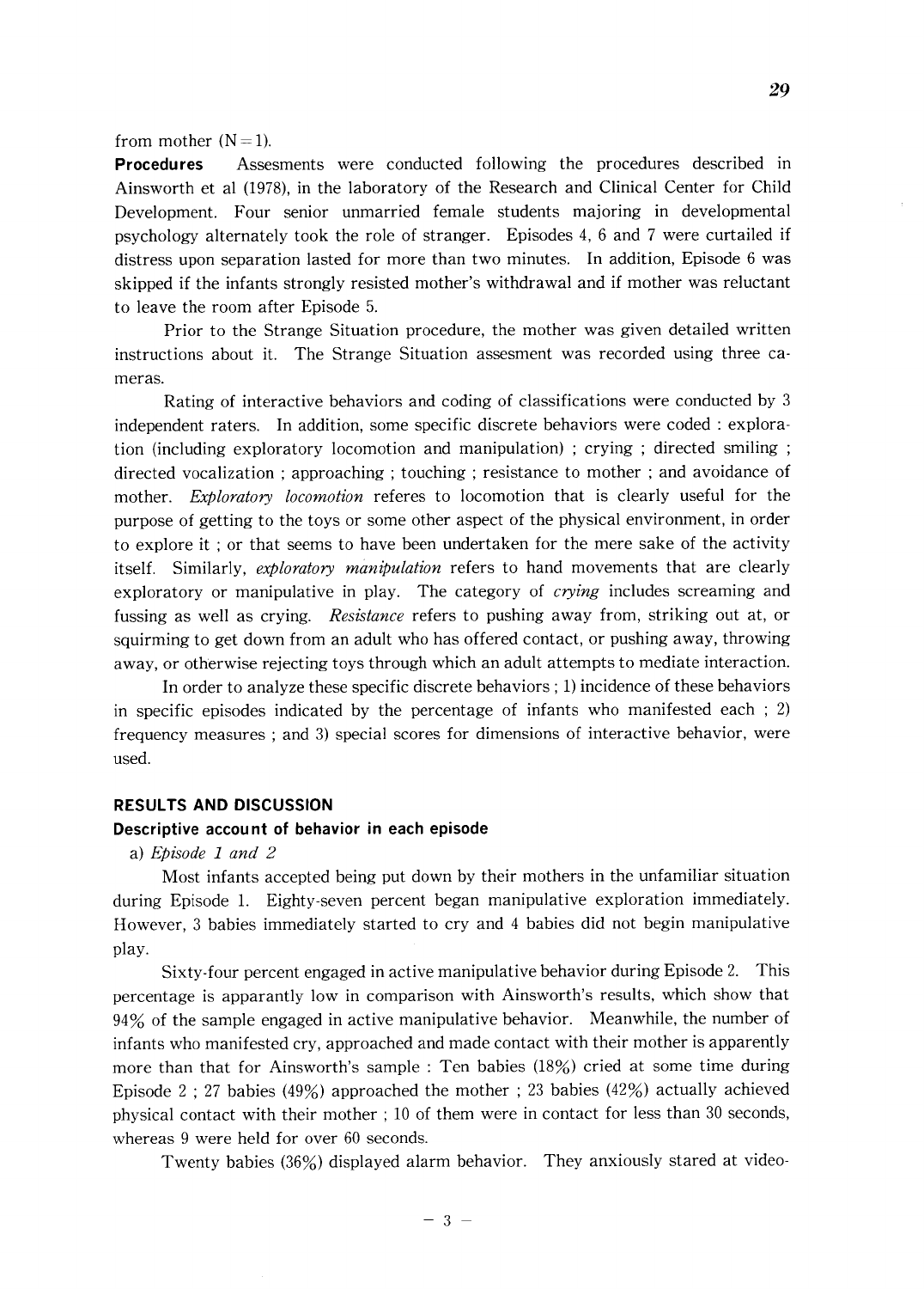from mother (N = 1).

**Procedures** Assesments were conducted following the procedures described in Ainsworth et al (1978), in the laboratory of the Research and Clinical Center for Child Development. Four senior unmarried female students majoring in developmental psychology alternately took the role of stranger. Episodes 4, 6 and 7 were curtailed if distress upon separation lasted for more than two minutes. In addition, Episode 6 was skipped if the infants strongly resisted mother's withdrawal and if mother was reluctant to leave the room after Episode 5.

Prior to the Strange Situation procedure, the mother was given detailed written instructions about it. The Strange Situation assesment was recorded using three cameras.

Rating of interactive behaviors and coding of classifications were conducted by 3 independent raters. In addition, some specific discrete behaviors were coded : exploration (including exploratory locomotion and manipulation) ; crying ; directed smiling ; directed vocalization ; approaching ; touching ; resistance to mother ; and avoidance of mother. *Exploratory locomotion* referes to locomotion that is clearly useful for the purpose of getting to the toys or some other aspect of the physical environment, in order to explore it ; or that seems to have been undertaken for the mere sake of the activity itself. Similarly, *exploratory manipulation* refers to hand movements that are clearly exploratory or manipulative in play. The category of *crying* includes screaming and fussing as well as crying. *Resistance* refers to pushing away from, striking out at, or squirming to get down from an adult who has offered contact, or pushing away, throwing away, or otherwise rejecting toys through which an adult attempts to mediate interaction.

In order to analyze these specific discrete behaviors ; 1) incidence of these behaviors in specific episodes indicated by the percentage of infants who manifested each ; 2) frequency measures ; and 3) special scores for dimensions of interactive behavior, were used.

## RESULTS AND DISCUSSION

### Descriptive account of behavior in each episode

a) *Episode 1 and 2*

Most infants accepted being put down by their mothers in the unfamiliar situation during Episode 1. Eighty-seven percent began manipulative exploration immediately. However, 3 babies immediately started to cry and 4 babies did not begin manipulative play.

Sixty-four percent engaged in active manipulative behavior during Episode 2. This percentage is apparantly low in comparison with Ainsworth's results, which show that 94% of the sample engaged in active manipulative behavior. Meanwhile, the number of infants who manifested cry, approached and made contact with their mother is apparently more than that for Ainsworth's sample : Ten babies (18%) cried at some time during Episode 2 ; 27 babies (49%) approached the mother ; 23 babies (42%) actually achieved physical contact with their mother ; 10 of them were in contact for less than 30 seconds, whereas 9 were held for over 60 seconds.

Twenty babies (36%) displayed alarm behavior. They anxiously stared at video-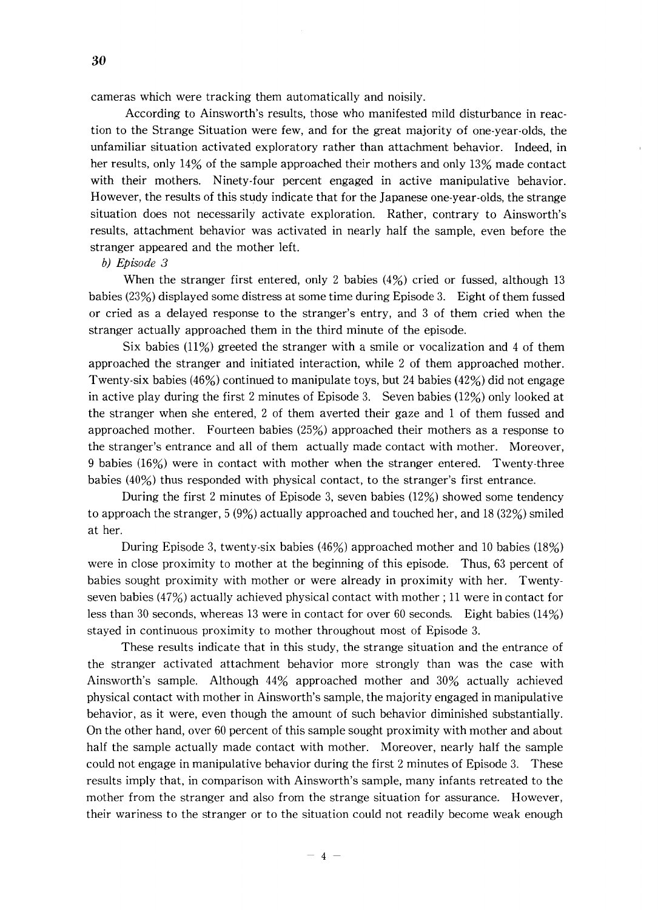cameras which were tracking them automatically and noisily.

According to Ainsworth's results, those who manifested mild disturbance in reaction to the Strange Situation were few, and for the great majority of one-year-olds, the unfamiliar situation activated exploratory rather than attachment behavior. Indeed, in her results, only 14% of the sample approached their mothers and only 13% made contact with their mothers. Ninety-four percent engaged in active manipulative behavior. However, the results of this study indicate that for the Japanese one-year-olds, the strange situation does not necessarily activate exploration. Rather, contrary to Ainsworth's results, attachment behavior was activated in nearly half the sample, even before the stranger appeared and the mother left.

*b) Episode 3*

When the stranger first entered, only 2 babies (4%) cried or fussed, although 13 babies (23%) displayed some distress at some time during Episode 3. Eight of them fussed or cried as a delayed response to the stranger's entry, and 3 of them cried when the stranger actually approached them in the third minute of the episode.

Six babies (11%) greeted the stranger with a smile or vocalization and 4 of them approached the stranger and initiated interaction, while 2 of them approached mother. Twenty-six babies (46%) continued to manipulate toys, but 24 babies (42%) did not engage in active play during the first 2 minutes of Episode 3. Seven babies (12%) only looked at the stranger when she entered, 2 of them averted their gaze and 1 of them fussed and approached mother. Fourteen babies (25%) approached their mothers as a response to the stranger's entrance and all of them actually made contact with mother. Moreover, 9 babies (16%) were in contact with mother when the stranger entered. Twenty-three babies (40%) thus responded with physical contact, to the stranger's first entrance.

During the first 2 minutes of Episode 3, seven babies (12%) showed some tendency to approach the stranger, 5 (9%) actually approached and touched her, and 18 (32%) smiled at her.

During Episode 3, twenty-six babies (46%) approached mother and 10 babies (18%) were in close proximity to mother at the beginning of this episode. Thus, 63 percent of babies sought proximity with mother or were already in proximity with her. Twenty-seven babies (47%) actually achieved physical contact with mother ; 11 were in contact for less than 30 seconds, whereas 13 were in contact for over 60 seconds. Eight babies (14%) stayed in continuous proximity to mother throughout most of Episode 3.

These results indicate that in this study, the strange situation and the entrance of the stranger activated attachment behavior more strongly than was the case with Ainsworth's sample. Although 44% approached mother and 30% actually achieved physical contact with mother in Ainsworth's sample, the majority engaged in manipulative behavior, as it were, even though the amount of such behavior diminished substantially. On the other hand, over 60 percent of this sample sought proximity with mother and about half the sample actually made contact with mother. Moreover, nearly half the sample could not engage in manipulative behavior during the first 2 minutes of Episode 3. These results imply that, in comparison with Ainsworth's sample, many infants retreated to the mother from the stranger and also from the strange situation for assurance. However, their wariness to the stranger or to the situation could not readily become weak enough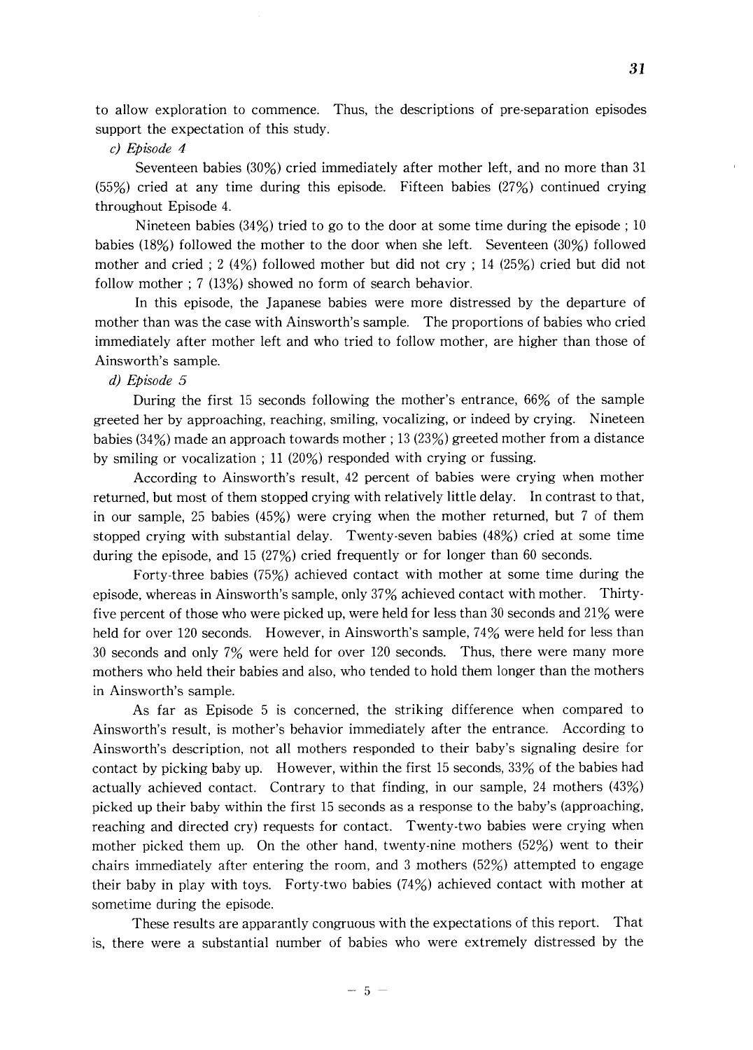to allow exploration to commence. Thus, the descriptions of pre-separation episodes support the expectation of this study.

*c) Episode 4*

Seventeen babies (30%) cried immediately after mother left, and no more than 31 (55%) cried at any time during this episode. Fifteen babies (27%) continued crying throughout Episode 4.

Nineteen babies (34%) tried to go to the door at some time during the episode ; 10 babies (18%) followed the mother to the door when she left. Seventeen (30%) followed mother and cried ; 2 (4%) followed mother but did not cry ; 14 (25%) cried but did not follow mother ; 7 (13%) showed no form of search behavior.

In this episode, the Japanese babies were more distressed by the departure of mother than was the case with Ainsworth's sample. The proportions of babies who cried immediately after mother left and who tried to follow mother, are higher than those of Ainsworth's sample.

*d) Episode 5*

During the first 15 seconds following the mother's entrance, 66% of the sample greeted her by approaching, reaching, smiling, vocalizing, or indeed by crying. Nineteen babies (34%) made an approach towards mother ; 13 (23%) greeted mother from a distance by smiling or vocalization ; 11 (20%) responded with crying or fussing.

According to Ainsworth's result, 42 percent of babies were crying when mother returned, but most of them stopped crying with relatively little delay. In contrast to that, in our sample, 25 babies (45%) were crying when the mother returned, but 7 of them stopped crying with substantial delay. Twenty-seven babies (48%) cried at some time during the episode, and 15 (27%) cried frequently or for longer than 60 seconds.

Forty-three babies (75%) achieved contact with mother at some time during the episode, whereas in Ainsworth's sample, only 37% achieved contact with mother. Thirty-five percent of those who were picked up, were held for less than 30 seconds and 21% were held for over 120 seconds. However, in Ainsworth's sample, 74% were held for less than 30 seconds and only 7% were held for over 120 seconds. Thus, there were many more mothers who held their babies and also, who tended to hold them longer than the mothers in Ainsworth's sample.

As far as Episode 5 is concerned, the striking difference when compared to Ainsworth's result, is mother's behavior immediately after the entrance. According to Ainsworth's description, not all mothers responded to their baby's signaling desire for contact by picking baby up. However, within the first 15 seconds, 33% of the babies had actually achieved contact. Contrary to that finding, in our sample, 24 mothers (43%) picked up their baby within the first 15 seconds as a response to the baby's (approaching, reaching and directed cry) requests for contact. Twenty-two babies were crying when mother picked them up. On the other hand, twenty-nine mothers (52%) went to their chairs immediately after entering the room, and 3 mothers (52%) attempted to engage their baby in play with toys. Forty-two babies (74%) achieved contact with mother at sometime during the episode.

These results are apparantly congruous with the expectations of this report. That is, there were a substantial number of babies who were extremely distressed by the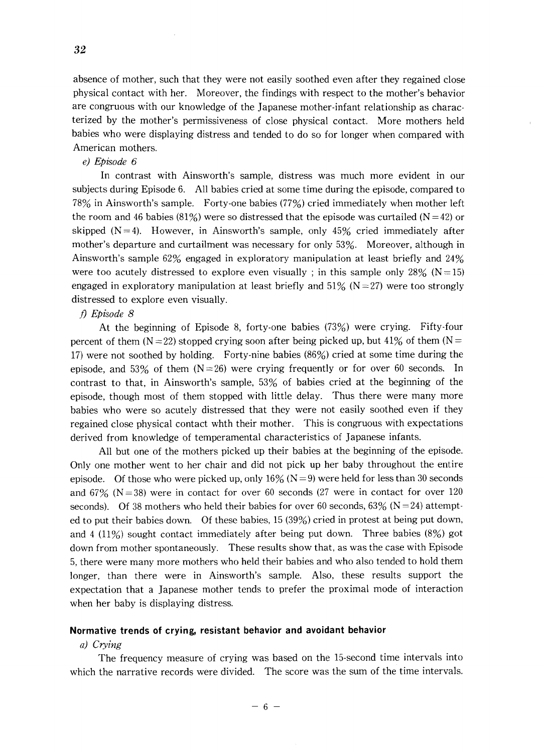absence of mother, such that they were not easily soothed even after they regained close physical contact with her. Moreover, the findings with respect to the mother's behavior are congruous with our knowledge of the Japanese mother-infant relationship as characterized by the mother's permissiveness of close physical contact. More mothers held babies who were displaying distress and tended to do so for longer when compared with American mothers.

*e) Episode 6*

In contrast with Ainsworth's sample, distress was much more evident in our subjects during Episode 6. All babies cried at some time during the episode, compared to 78% in Ainsworth's sample. Forty-one babies (77%) cried immediately when mother left the room and 46 babies (81%) were so distressed that the episode was curtailed (N=42) or skipped (N=4). However, in Ainsworth's sample, only 45% cried immediately after mother's departure and curtailment was necessary for only 53%. Moreover, although in Ainsworth's sample 62% engaged in exploratory manipulation at least briefly and 24% were too acutely distressed to explore even visually ; in this sample only 28% (N=15) engaged in exploratory manipulation at least briefly and 51% (N=27) were too strongly distressed to explore even visually.

*f) Episode 8*

At the beginning of Episode 8, forty-one babies (73%) were crying. Fifty-four percent of them (N=22) stopped crying soon after being picked up, but 41% of them (N=17) were not soothed by holding. Forty-nine babies (86%) cried at some time during the episode, and 53% of them (N=26) were crying frequently or for over 60 seconds. In contrast to that, in Ainsworth's sample, 53% of babies cried at the beginning of the episode, though most of them stopped with little delay. Thus there were many more babies who were so acutely distressed that they were not easily soothed even if they regained close physical contact whth their mother. This is congruous with expectations derived from knowledge of temperamental characteristics of Japanese infants.

All but one of the mothers picked up their babies at the beginning of the episode. Only one mother went to her chair and did not pick up her baby throughout the entire episode. Of those who were picked up, only 16% (N=9) were held for less than 30 seconds and 67% (N=38) were in contact for over 60 seconds (27 were in contact for over 120 seconds). Of 38 mothers who held their babies for over 60 seconds, 63% (N=24) attempted to put their babies down. Of these babies, 15 (39%) cried in protest at being put down, and 4 (11%) sought contact immediately after being put down. Three babies (8%) got down from mother spontaneously. These results show that, as was the case with Episode 5, there were many more mothers who held their babies and who also tended to hold them longer, than there were in Ainsworth's sample. Also, these results support the expectation that a Japanese mother tends to prefer the proximal mode of interaction when her baby is displaying distress.

### Normative trends of crying, resistant behavior and avoidant behavior

*a) Crying*

The frequency measure of crying was based on the 15-second time intervals into which the narrative records were divided. The score was the sum of the time intervals.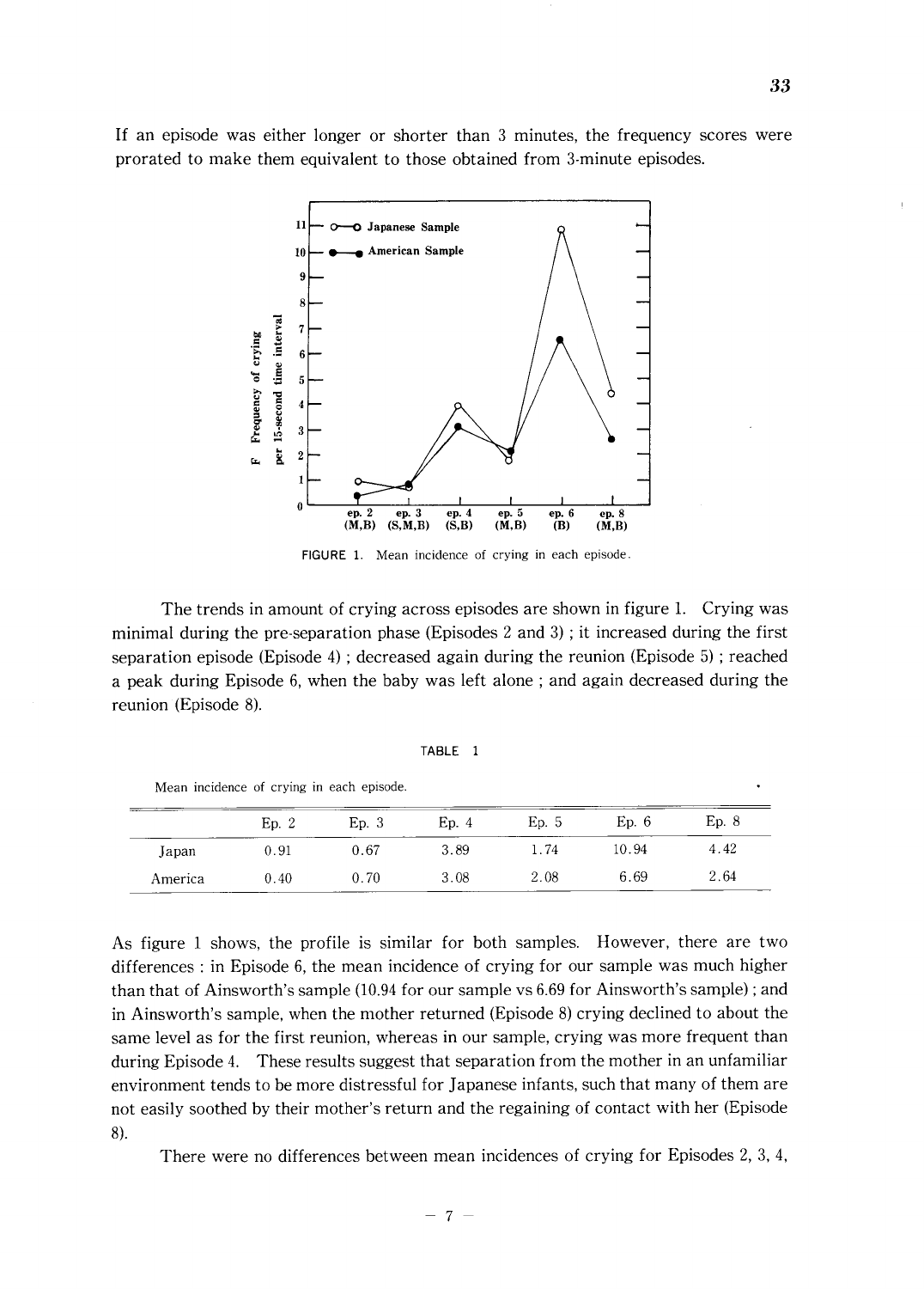If an episode was either longer or shorter than 3 minutes, the frequency scores were prorated to make them equivalent to those obtained from 3-minute episodes.

FIGURE 1. Mean incidence of crying in each episode.

The trends in amount of crying across episodes are shown in figure 1. Crying was minimal during the pre-separation phase (Episodes 2 and 3) ; it increased during the first separation episode (Episode 4) ; decreased again during the reunion (Episode 5) ; reached a peak during Episode 6, when the baby was left alone ; and again decreased during the reunion (Episode 8).

TABLE 1

Mean incidence of crying in each episode.

| | Ep. 2 | Ep. 3 | Ep. 4 | Ep. 5 | Ep. 6 | Ep. 8 |
|---|---|---|---|---|---|---|
| Japan | 0.91 | 0.67 | 3.89 | 1.74 | 10.94 | 4.42 |
| America | 0.40 | 0.70 | 3.08 | 2.08 | 6.69 | 2.64 |

As figure 1 shows, the profile is similar for both samples. However, there are two differences : in Episode 6, the mean incidence of crying for our sample was much higher than that of Ainsworth's sample (10.94 for our sample vs 6.69 for Ainsworth's sample) ; and in Ainsworth's sample, when the mother returned (Episode 8) crying declined to about the same level as for the first reunion, whereas in our sample, crying was more frequent than during Episode 4. These results suggest that separation from the mother in an unfamiliar environment tends to be more distressful for Japanese infants, such that many of them are not easily soothed by their mother's return and the regaining of contact with her (Episode 8).

There were no differences between mean incidences of crying for Episodes 2, 3, 4,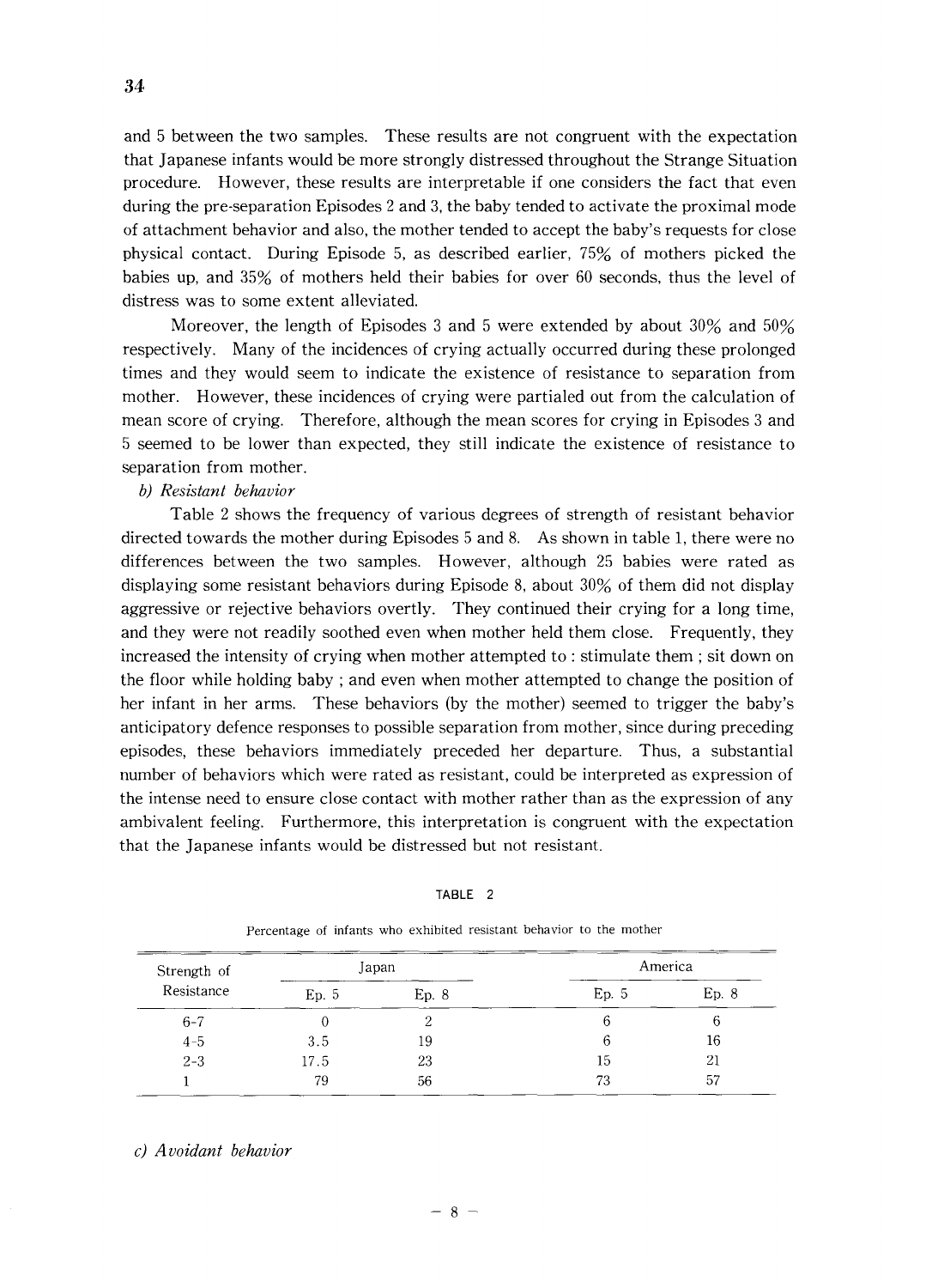and 5 between the two samples. These results are not congruent with the expectation that Japanese infants would be more strongly distressed throughout the Strange Situation procedure. However, these results are interpretable if one considers the fact that even during the pre-separation Episodes 2 and 3, the baby tended to activate the proximal mode of attachment behavior and also, the mother tended to accept the baby's requests for close physical contact. During Episode 5, as described earlier, 75% of mothers picked the babies up, and 35% of mothers held their babies for over 60 seconds, thus the level of distress was to some extent alleviated.

Moreover, the length of Episodes 3 and 5 were extended by about 30% and 50% respectively. Many of the incidences of crying actually occurred during these prolonged times and they would seem to indicate the existence of resistance to separation from mother. However, these incidences of crying were partialed out from the calculation of mean score of crying. Therefore, although the mean scores for crying in Episodes 3 and 5 seemed to be lower than expected, they still indicate the existence of resistance to separation from mother.

*b) Resistant behavior*

Table 2 shows the frequency of various degrees of strength of resistant behavior directed towards the mother during Episodes 5 and 8. As shown in table 1, there were no differences between the two samples. However, although 25 babies were rated as displaying some resistant behaviors during Episode 8, about 30% of them did not display aggressive or rejective behaviors overtly. They continued their crying for a long time, and they were not readily soothed even when mother held them close. Frequently, they increased the intensity of crying when mother attempted to : stimulate them ; sit down on the floor while holding baby ; and even when mother attempted to change the position of her infant in her arms. These behaviors (by the mother) seemed to trigger the baby's anticipatory defence responses to possible separation from mother, since during preceding episodes, these behaviors immediately preceded her departure. Thus, a substantial number of behaviors which were rated as resistant, could be interpreted as expression of the intense need to ensure close contact with mother rather than as the expression of any ambivalent feeling. Furthermore, this interpretation is congruent with the expectation that the Japanese infants would be distressed but not resistant.

TABLE 2

Percentage of infants who exhibited resistant behavior to the mother

| Strength of Resistance | Japan | | America | |
|---|---|---|---|---|
| | Ep. 5 | Ep. 8 | Ep. 5 | Ep. 8 |
| 6-7 | 0 | 2 | 6 | 6 |
| 4-5 | 3.5 | 19 | 6 | 16 |
| 2-3 | 17.5 | 23 | 15 | 21 |
| 1 | 79 | 56 | 73 | 57 |

*c) Avoidant behavior*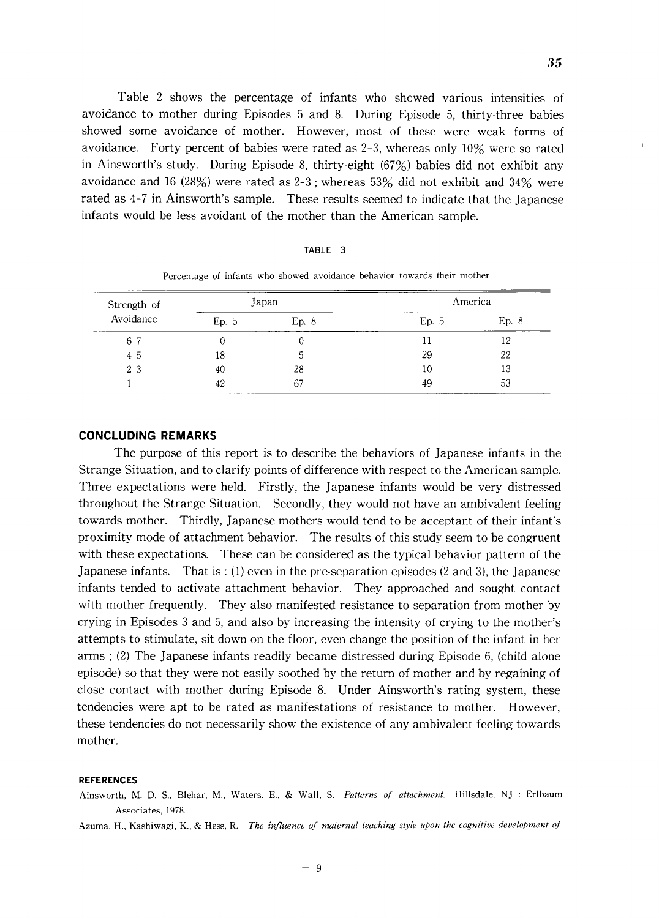Table 2 shows the percentage of infants who showed various intensities of avoidance to mother during Episodes 5 and 8. During Episode 5, thirty-three babies showed some avoidance of mother. However, most of these were weak forms of avoidance. Forty percent of babies were rated as 2-3, whereas only 10% were so rated in Ainsworth's study. During Episode 8, thirty-eight (67%) babies did not exhibit any avoidance and 16 (28%) were rated as 2-3 ; whereas 53% did not exhibit and 34% were rated as 4-7 in Ainsworth's sample. These results seemed to indicate that the Japanese infants would be less avoidant of the mother than the American sample.

TABLE 3

Percentage of infants who showed avoidance behavior towards their mother

| Strength of Avoidance | Japan | | America | |
|---|---|---|---|---|
| | Ep. 5 | Ep. 8 | Ep. 5 | Ep. 8 |
| 6-7 | 0 | 0 | 11 | 12 |
| 4-5 | 18 | 5 | 29 | 22 |
| 2-3 | 40 | 28 | 10 | 13 |
| 1 | 42 | 67 | 49 | 53 |

## CONCLUDING REMARKS

The purpose of this report is to describe the behaviors of Japanese infants in the Strange Situation, and to clarify points of difference with respect to the American sample. Three expectations were held. Firstly, the Japanese infants would be very distressed throughout the Strange Situation. Secondly, they would not have an ambivalent feeling towards mother. Thirdly, Japanese mothers would tend to be acceptant of their infant's proximity mode of attachment behavior. The results of this study seem to be congruent with these expectations. These can be considered as the typical behavior pattern of the Japanese infants. That is : (1) even in the pre-separation episodes (2 and 3), the Japanese infants tended to activate attachment behavior. They approached and sought contact with mother frequently. They also manifested resistance to separation from mother by crying in Episodes 3 and 5, and also by increasing the intensity of crying to the mother's attempts to stimulate, sit down on the floor, even change the position of the infant in her arms ; (2) The Japanese infants readily became distressed during Episode 6, (child alone episode) so that they were not easily soothed by the return of mother and by regaining of close contact with mother during Episode 8. Under Ainsworth's rating system, these tendencies were apt to be rated as manifestations of resistance to mother. However, these tendencies do not necessarily show the existence of any ambivalent feeling towards mother.

### REFERENCES

Ainsworth, M. D. S., Blehar, M., Waters. E., & Wall, S. *Patterns of attachment.* Hillsdale, NJ : Erlbaum Associates, 1978.

Azuma, H., Kashiwagi, K., & Hess, R. *The influence of maternal teaching style upon the cognitive development of*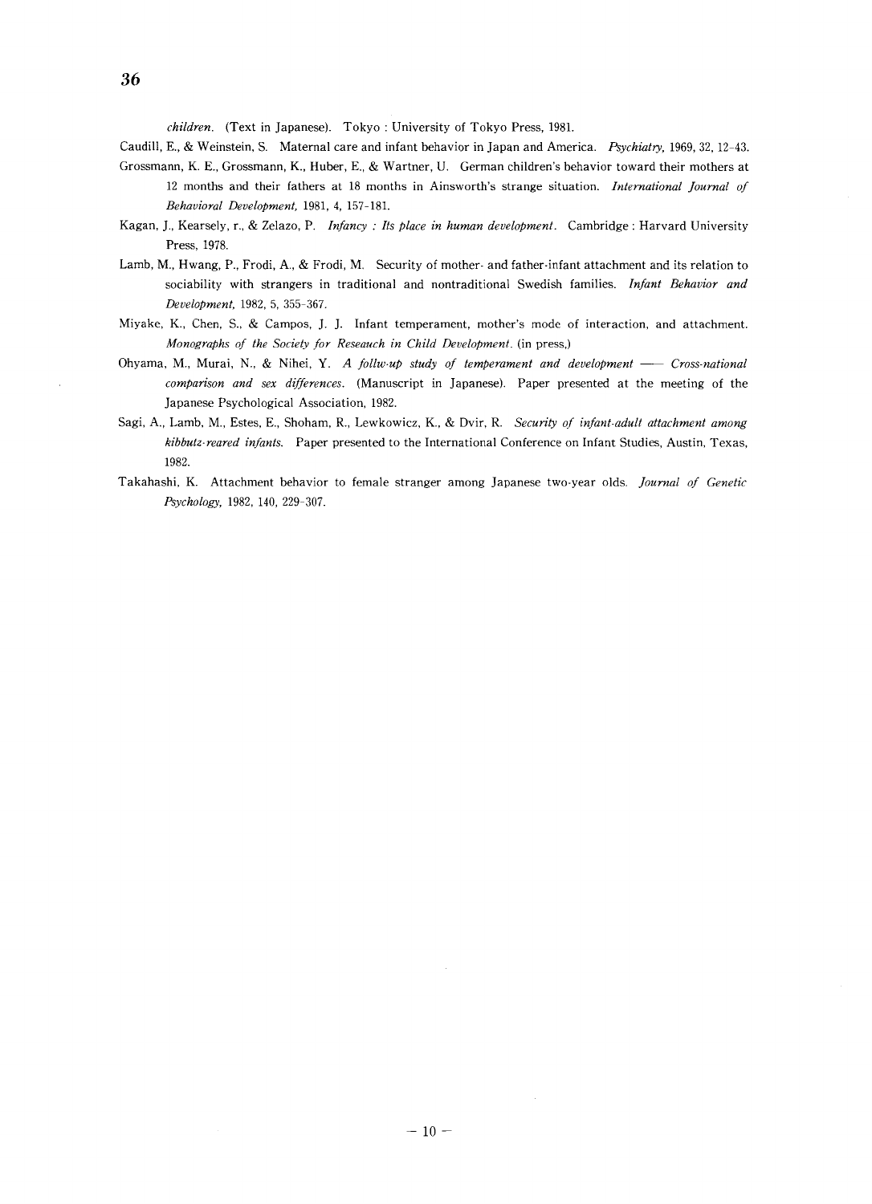*children*. (Text in Japanese). Tokyo : University of Tokyo Press, 1981.

Caudill, E., & Weinstein, S. Maternal care and infant behavior in Japan and America. *Psychiatry*, 1969, 32, 12-43.

Grossmann, K. E., Grossmann, K., Huber, E., & Wartner, U. German children's behavior toward their mothers at 12 months and their fathers at 18 months in Ainsworth's strange situation. *International Journal of Behavioral Development*, 1981, 4, 157-181.

Kagan, J., Kearsely, r., & Zelazo, P. *Infancy : Its place in human development*. Cambridge : Harvard University Press, 1978.

Lamb, M., Hwang, P., Frodi, A., & Frodi, M. Security of mother- and father-infant attachment and its relation to sociability with strangers in traditional and nontraditional Swedish families. *Infant Behavior and Development*, 1982, 5, 355-367.

Miyake, K., Chen, S., & Campos, J. J. Infant temperament, mother's mode of interaction, and attachment. *Monographs of the Society for Reseauch in Child Development*. (in press,)

Ohyama, M., Murai, N., & Nihei, Y. *A follw-up study of temperament and development —— Cross-national comparison and sex differences*. (Manuscript in Japanese). Paper presented at the meeting of the Japanese Psychological Association, 1982.

Sagi, A., Lamb, M., Estes, E., Shoham, R., Lewkowicz, K., & Dvir, R. *Security of infant-adult attachment among kibbutz-reared infants*. Paper presented to the International Conference on Infant Studies, Austin, Texas, 1982.

Takahashi, K. Attachment behavior to female stranger among Japanese two-year olds. *Journal of Genetic Psychology*, 1982, 140, 229-307.